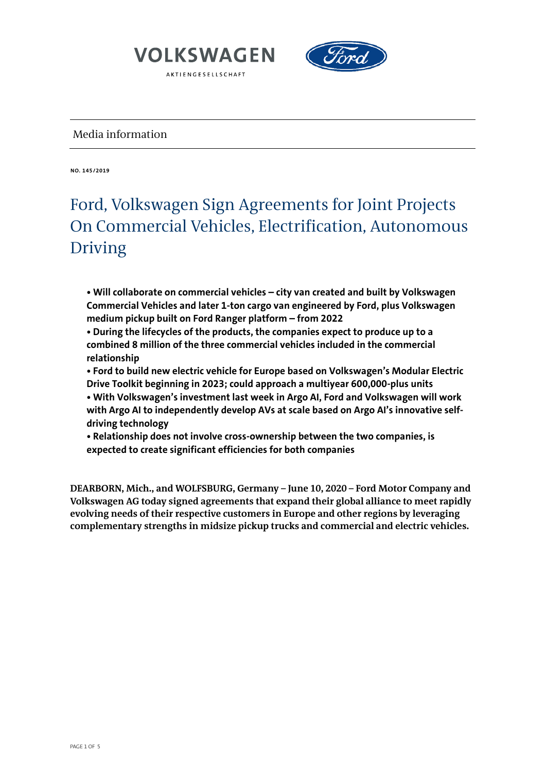VOLKSWAGEN

AKTIENGESELLSCHAFT

Media information

**NO. 145/2019**

# Ford, Volkswagen Sign Agreements for Joint Projects On Commercial Vehicles, Electrification, Autonomous Driving

- **Will collaborate on commercial vehicles – city van created and built by Volkswagen Commercial Vehicles and later 1-ton cargo van engineered by Ford, plus Volkswagen medium pickup built on Ford Ranger platform – from 2022**
- **During the lifecycles of the products, the companies expect to produce up to a combined 8 million of the three commercial vehicles included in the commercial relationship**
- **Ford to build new electric vehicle for Europe based on Volkswagen's Modular Electric Drive Toolkit beginning in 2023; could approach a multiyear 600,000-plus units**
- **With Volkswagen's investment last week in Argo AI, Ford and Volkswagen will work with Argo AI to independently develop AVs at scale based on Argo AI's innovative self-driving technology**
- **Relationship does not involve cross-ownership between the two companies, is expected to create significant efficiencies for both companies**

**DEARBORN, Mich., and WOLFSBURG, Germany – June 10, 2020 – Ford Motor Company and Volkswagen AG today signed agreements that expand their global alliance to meet rapidly evolving needs of their respective customers in Europe and other regions by leveraging complementary strengths in midsize pickup trucks and commercial and electric vehicles.**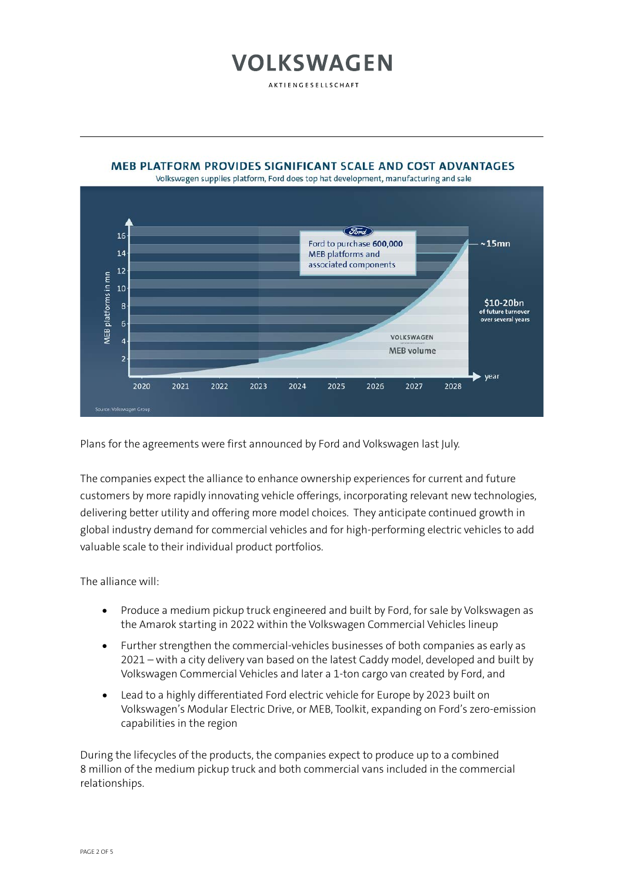**MEB PLATFORM PROVIDES SIGNIFICANT SCALE AND COST ADVANTAGES**

Volkswagen supplies platform, Ford does top hat development, manufacturing and sale

Ford to purchase **600,000** MEB platforms and associated components

~15mn

$10-20bn of future turnover over several years

VOLKSWAGEN MEB volume

Source: Volkswagen Group

Plans for the agreements were first announced by Ford and Volkswagen last July.

The companies expect the alliance to enhance ownership experiences for current and future customers by more rapidly innovating vehicle offerings, incorporating relevant new technologies, delivering better utility and offering more model choices. They anticipate continued growth in global industry demand for commercial vehicles and for high-performing electric vehicles to add valuable scale to their individual product portfolios.

The alliance will:

- Produce a medium pickup truck engineered and built by Ford, for sale by Volkswagen as the Amarok starting in 2022 within the Volkswagen Commercial Vehicles lineup
- Further strengthen the commercial-vehicles businesses of both companies as early as 2021 – with a city delivery van based on the latest Caddy model, developed and built by Volkswagen Commercial Vehicles and later a 1-ton cargo van created by Ford, and
- Lead to a highly differentiated Ford electric vehicle for Europe by 2023 built on Volkswagen's Modular Electric Drive, or MEB, Toolkit, expanding on Ford's zero-emission capabilities in the region

During the lifecycles of the products, the companies expect to produce up to a combined 8 million of the medium pickup truck and both commercial vans included in the commercial relationships.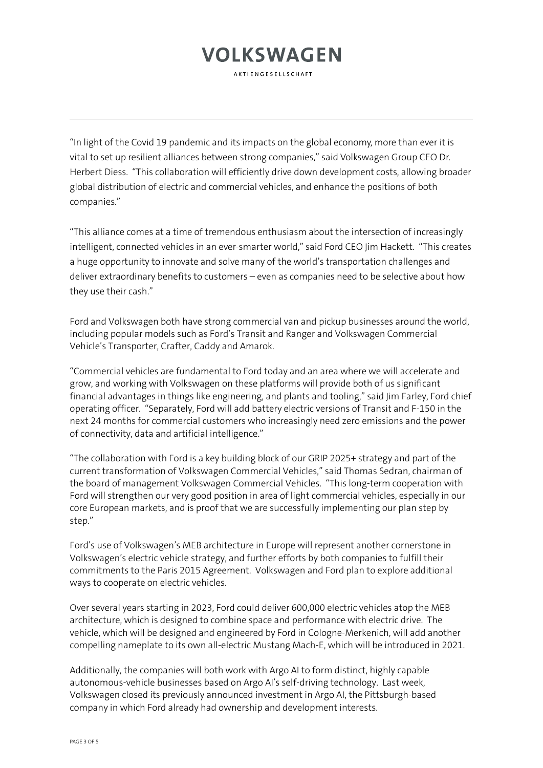"In light of the Covid 19 pandemic and its impacts on the global economy, more than ever it is vital to set up resilient alliances between strong companies," said Volkswagen Group CEO Dr. Herbert Diess. "This collaboration will efficiently drive down development costs, allowing broader global distribution of electric and commercial vehicles, and enhance the positions of both companies."

"This alliance comes at a time of tremendous enthusiasm about the intersection of increasingly intelligent, connected vehicles in an ever-smarter world," said Ford CEO Jim Hackett. "This creates a huge opportunity to innovate and solve many of the world's transportation challenges and deliver extraordinary benefits to customers – even as companies need to be selective about how they use their cash."

Ford and Volkswagen both have strong commercial van and pickup businesses around the world, including popular models such as Ford's Transit and Ranger and Volkswagen Commercial Vehicle's Transporter, Crafter, Caddy and Amarok.

"Commercial vehicles are fundamental to Ford today and an area where we will accelerate and grow, and working with Volkswagen on these platforms will provide both of us significant financial advantages in things like engineering, and plants and tooling," said Jim Farley, Ford chief operating officer. "Separately, Ford will add battery electric versions of Transit and F-150 in the next 24 months for commercial customers who increasingly need zero emissions and the power of connectivity, data and artificial intelligence."

"The collaboration with Ford is a key building block of our GRIP 2025+ strategy and part of the current transformation of Volkswagen Commercial Vehicles," said Thomas Sedran, chairman of the board of management Volkswagen Commercial Vehicles. "This long-term cooperation with Ford will strengthen our very good position in area of light commercial vehicles, especially in our core European markets, and is proof that we are successfully implementing our plan step by step."

Ford's use of Volkswagen's MEB architecture in Europe will represent another cornerstone in Volkswagen's electric vehicle strategy, and further efforts by both companies to fulfill their commitments to the Paris 2015 Agreement. Volkswagen and Ford plan to explore additional ways to cooperate on electric vehicles.

Over several years starting in 2023, Ford could deliver 600,000 electric vehicles atop the MEB architecture, which is designed to combine space and performance with electric drive. The vehicle, which will be designed and engineered by Ford in Cologne-Merkenich, will add another compelling nameplate to its own all-electric Mustang Mach-E, which will be introduced in 2021.

Additionally, the companies will both work with Argo AI to form distinct, highly capable autonomous-vehicle businesses based on Argo AI's self-driving technology. Last week, Volkswagen closed its previously announced investment in Argo AI, the Pittsburgh-based company in which Ford already had ownership and development interests.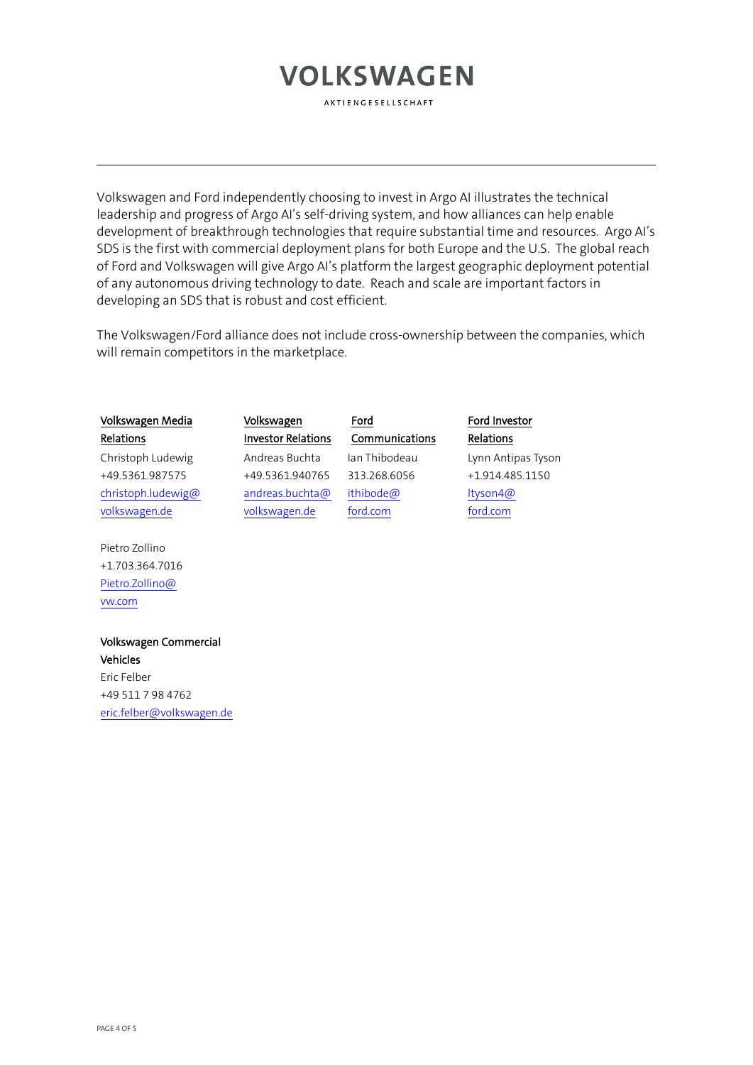Volkswagen and Ford independently choosing to invest in Argo AI illustrates the technical leadership and progress of Argo AI's self-driving system, and how alliances can help enable development of breakthrough technologies that require substantial time and resources. Argo AI's SDS is the first with commercial deployment plans for both Europe and the U.S. The global reach of Ford and Volkswagen will give Argo AI's platform the largest geographic deployment potential of any autonomous driving technology to date. Reach and scale are important factors in developing an SDS that is robust and cost efficient.

The Volkswagen/Ford alliance does not include cross-ownership between the companies, which will remain competitors in the marketplace.

| Volkswagen Media Relations | Volkswagen Investor Relations | Ford Communications | Ford Investor Relations |
|---|---|---|---|
| Christoph Ludewig<br>+49.5361.987575<br>christoph.ludewig@volkswagen.de | Andreas Buchta<br>+49.5361.940765<br>andreas.buchta@volkswagen.de | Ian Thibodeau<br>313.268.6056<br>ithibode@ford.com | Lynn Antipas Tyson<br>+1.914.485.1150<br>ltyson4@ford.com |
| Pietro Zollino<br>+1.703.364.7016<br>Pietro.Zollino@vw.com | | | |

**Volkswagen Commercial Vehicles**
Eric Felber
+49 511 7 98 4762
eric.felber@volkswagen.de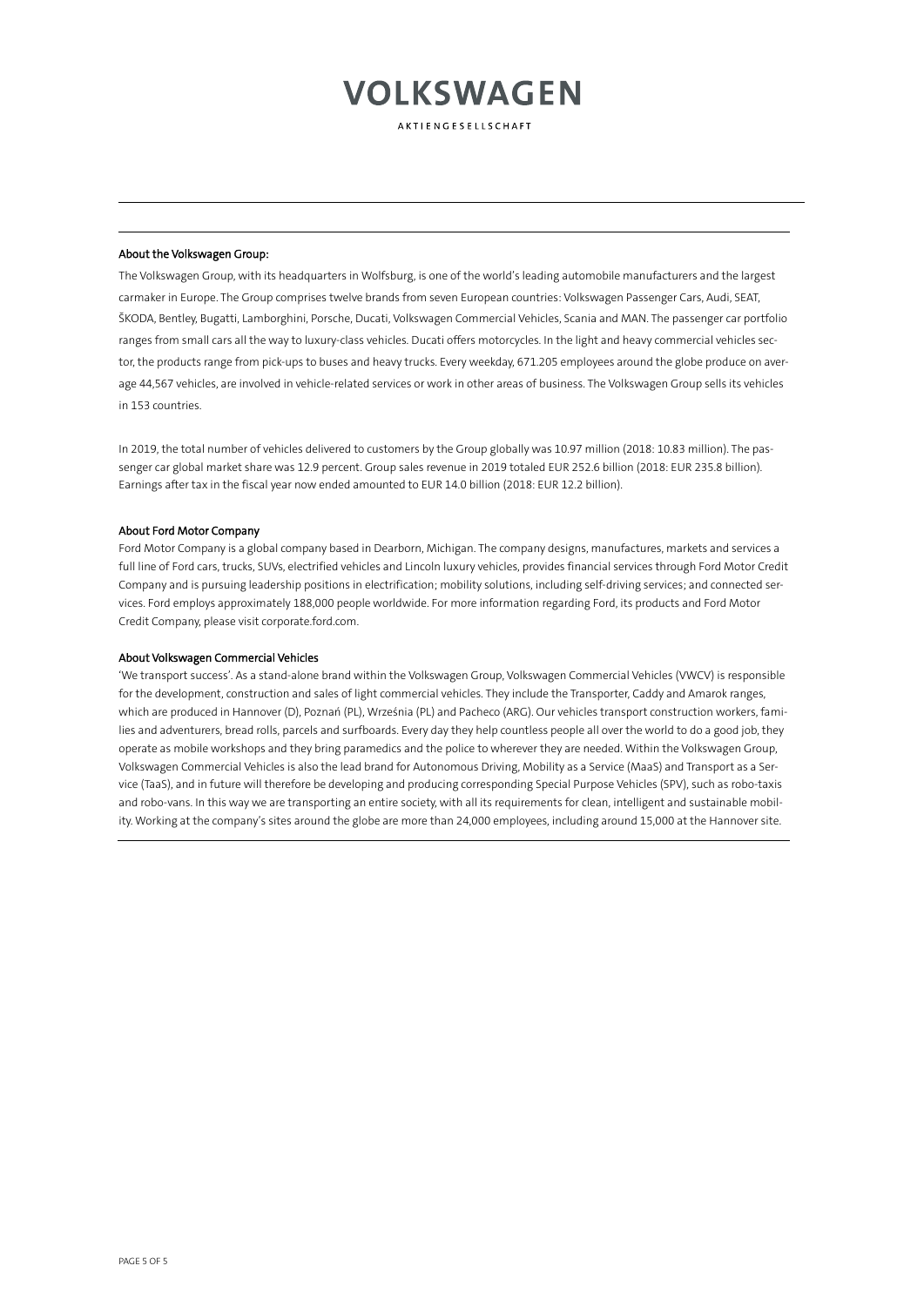VOLKSWAGEN

AKTIENGESELLSCHAFT

**About the Volkswagen Group:**

The Volkswagen Group, with its headquarters in Wolfsburg, is one of the world's leading automobile manufacturers and the largest carmaker in Europe. The Group comprises twelve brands from seven European countries: Volkswagen Passenger Cars, Audi, SEAT, ŠKODA, Bentley, Bugatti, Lamborghini, Porsche, Ducati, Volkswagen Commercial Vehicles, Scania and MAN. The passenger car portfolio ranges from small cars all the way to luxury-class vehicles. Ducati offers motorcycles. In the light and heavy commercial vehicles sector, the products range from pick-ups to buses and heavy trucks. Every weekday, 671.205 employees around the globe produce on average 44,567 vehicles, are involved in vehicle-related services or work in other areas of business. The Volkswagen Group sells its vehicles in 153 countries.

In 2019, the total number of vehicles delivered to customers by the Group globally was 10.97 million (2018: 10.83 million). The passenger car global market share was 12.9 percent. Group sales revenue in 2019 totaled EUR 252.6 billion (2018: EUR 235.8 billion). Earnings after tax in the fiscal year now ended amounted to EUR 14.0 billion (2018: EUR 12.2 billion).

**About Ford Motor Company**

Ford Motor Company is a global company based in Dearborn, Michigan. The company designs, manufactures, markets and services a full line of Ford cars, trucks, SUVs, electrified vehicles and Lincoln luxury vehicles, provides financial services through Ford Motor Credit Company and is pursuing leadership positions in electrification; mobility solutions, including self-driving services; and connected services. Ford employs approximately 188,000 people worldwide. For more information regarding Ford, its products and Ford Motor Credit Company, please visit corporate.ford.com.

**About Volkswagen Commercial Vehicles**

'We transport success'. As a stand-alone brand within the Volkswagen Group, Volkswagen Commercial Vehicles (VWCV) is responsible for the development, construction and sales of light commercial vehicles. They include the Transporter, Caddy and Amarok ranges, which are produced in Hannover (D), Poznań (PL), Września (PL) and Pacheco (ARG). Our vehicles transport construction workers, families and adventurers, bread rolls, parcels and surfboards. Every day they help countless people all over the world to do a good job, they operate as mobile workshops and they bring paramedics and the police to wherever they are needed. Within the Volkswagen Group, Volkswagen Commercial Vehicles is also the lead brand for Autonomous Driving, Mobility as a Service (MaaS) and Transport as a Service (TaaS), and in future will therefore be developing and producing corresponding Special Purpose Vehicles (SPV), such as robo-taxis and robo-vans. In this way we are transporting an entire society, with all its requirements for clean, intelligent and sustainable mobility. Working at the company's sites around the globe are more than 24,000 employees, including around 15,000 at the Hannover site.